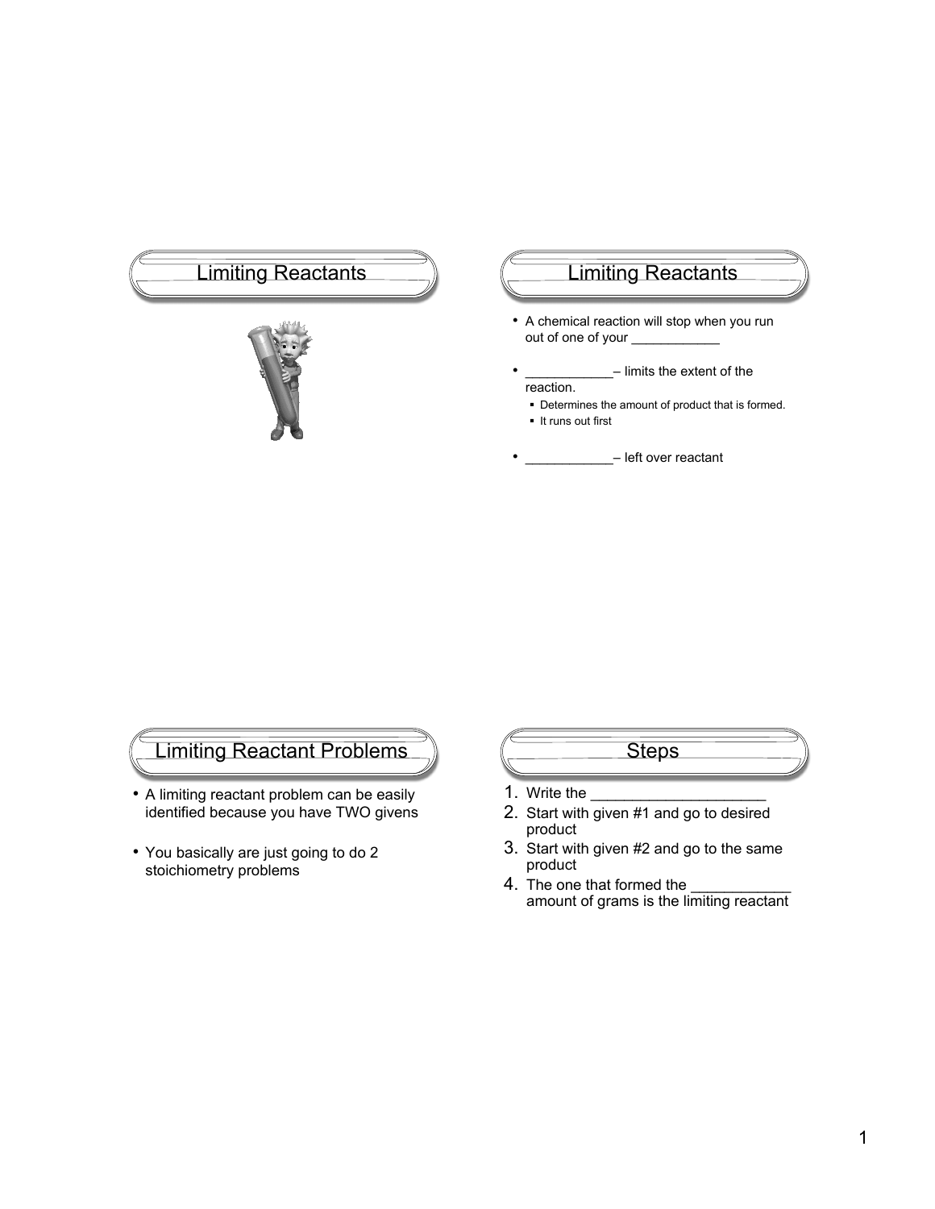## Limiting Reactants

## Limiting Reactants

- A chemical reaction will stop when you run out of one of your ___________
- ___________– limits the extent of the reaction.
  - Determines the amount of product that is formed.
  - It runs out first
- ___________– left over reactant

## Limiting Reactant Problems

- A limiting reactant problem can be easily identified because you have TWO givens
- You basically are just going to do 2 stoichiometry problems

## Steps

1. Write the ____________________
2. Start with given #1 and go to desired product
3. Start with given #2 and go to the same product
4. The one that formed the ___________ amount of grams is the limiting reactant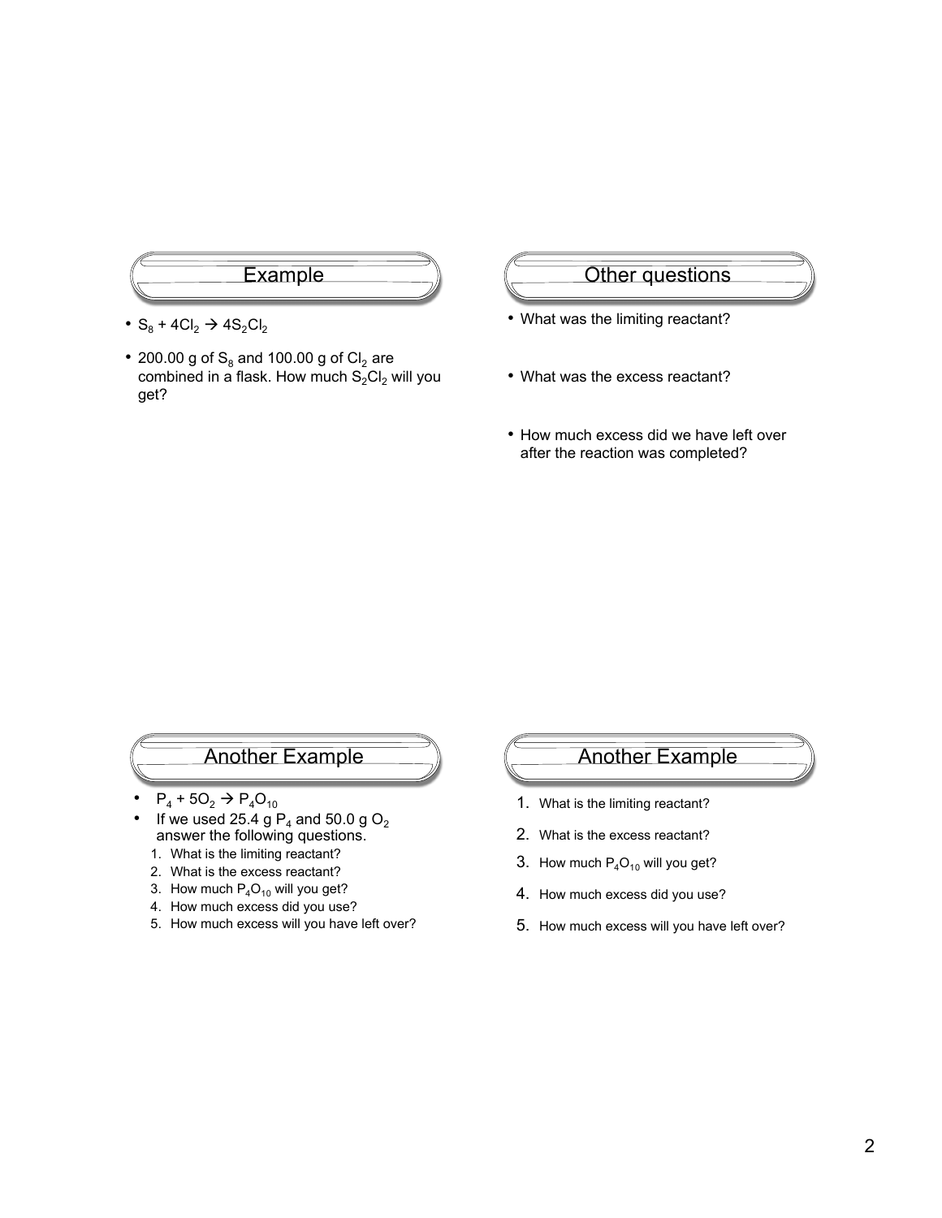## Example

- $S_8 + 4Cl_2 \rightarrow 4S_2Cl_2$
- 200.00 g of $S_8$ and 100.00 g of $Cl_2$ are combined in a flask. How much $S_2Cl_2$ will you get?

## Other questions

- What was the limiting reactant?
- What was the excess reactant?
- How much excess did we have left over after the reaction was completed?

## Another Example

- $P_4 + 5O_2 \rightarrow P_4O_{10}$
- If we used 25.4 g $P_4$ and 50.0 g $O_2$ answer the following questions.
  1. What is the limiting reactant?
  2. What is the excess reactant?
  3. How much $P_4O_{10}$ will you get?
  4. How much excess did you use?
  5. How much excess will you have left over?

## Another Example

1. What is the limiting reactant?
2. What is the excess reactant?
3. How much $P_4O_{10}$ will you get?
4. How much excess did you use?
5. How much excess will you have left over?